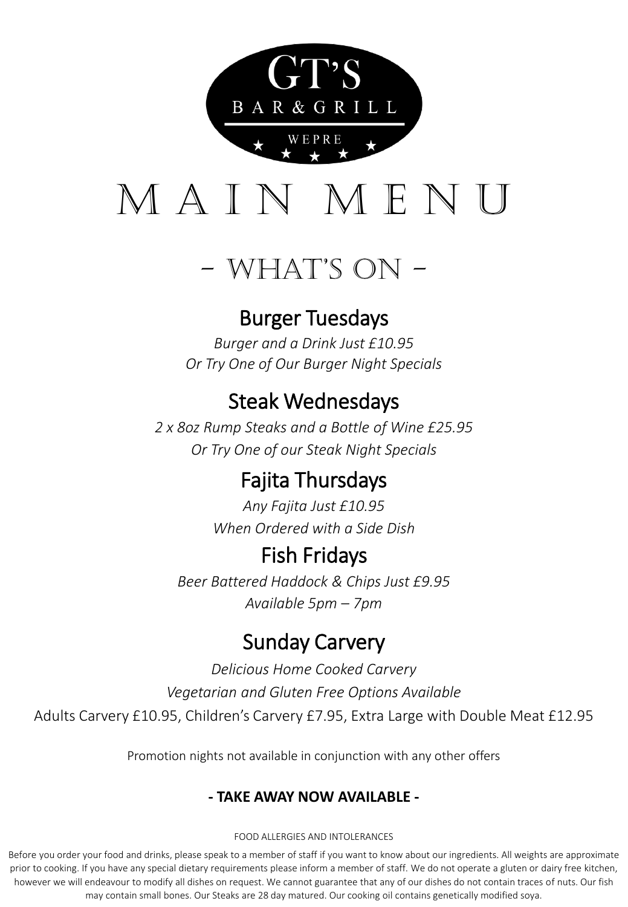GT'S

BAR & GRILL

WEPRE

# MAIN MENU

## - WHAT'S ON -

### Burger Tuesdays

*Burger and a Drink Just £10.95*

*Or Try One of Our Burger Night Specials*

### Steak Wednesdays

*2 x 8oz Rump Steaks and a Bottle of Wine £25.95*

*Or Try One of our Steak Night Specials*

### Fajita Thursdays

*Any Fajita Just £10.95*

*When Ordered with a Side Dish*

### Fish Fridays

*Beer Battered Haddock & Chips Just £9.95*

*Available 5pm – 7pm*

### Sunday Carvery

*Delicious Home Cooked Carvery*

*Vegetarian and Gluten Free Options Available*

Adults Carvery £10.95, Children's Carvery £7.95, Extra Large with Double Meat £12.95

Promotion nights not available in conjunction with any other offers

**- TAKE AWAY NOW AVAILABLE -**

FOOD ALLERGIES AND INTOLERANCES

Before you order your food and drinks, please speak to a member of staff if you want to know about our ingredients. All weights are approximate prior to cooking. If you have any special dietary requirements please inform a member of staff. We do not operate a gluten or dairy free kitchen, however we will endeavour to modify all dishes on request. We cannot guarantee that any of our dishes do not contain traces of nuts. Our fish may contain small bones. Our Steaks are 28 day matured. Our cooking oil contains genetically modified soya.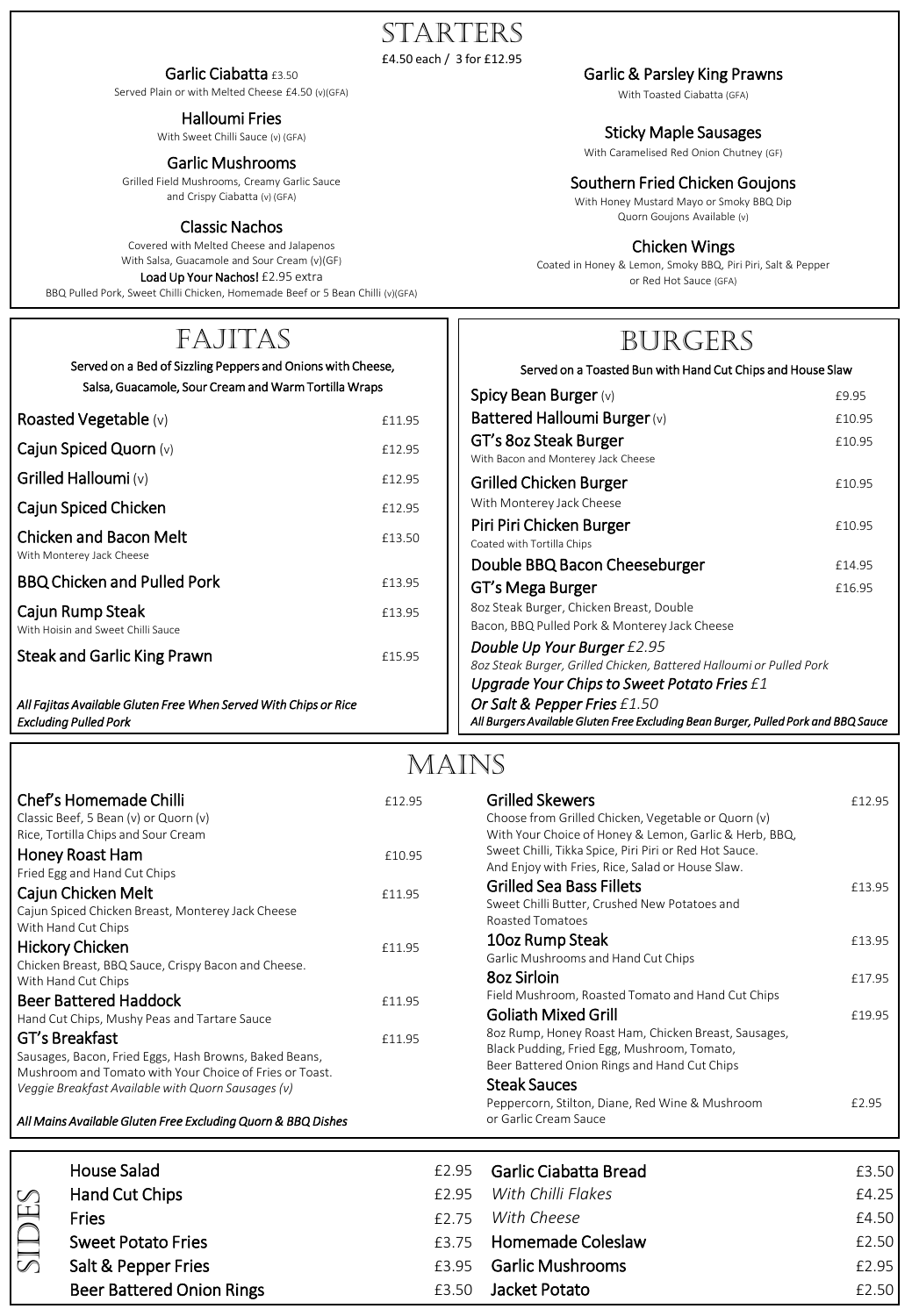# STARTERS

£4.50 each / 3 for £12.95

### Garlic Ciabatta £3.50
Served Plain or with Melted Cheese £4.50 (v)(GFA)

### Halloumi Fries
With Sweet Chilli Sauce (v) (GFA)

### Garlic Mushrooms
Grilled Field Mushrooms, Creamy Garlic Sauce and Crispy Ciabatta (v) (GFA)

### Classic Nachos
Covered with Melted Cheese and Jalapenos With Salsa, Guacamole and Sour Cream (v)(GF)

**Load Up Your Nachos!** £2.95 extra
BBQ Pulled Pork, Sweet Chilli Chicken, Homemade Beef or 5 Bean Chilli (v)(GFA)

### Garlic & Parsley King Prawns
With Toasted Ciabatta (GFA)

### Sticky Maple Sausages
With Caramelised Red Onion Chutney (GF)

### Southern Fried Chicken Goujons
With Honey Mustard Mayo or Smoky BBQ Dip
Quorn Goujons Available (v)

### Chicken Wings
Coated in Honey & Lemon, Smoky BBQ, Piri Piri, Salt & Pepper or Red Hot Sauce (GFA)

# FAJITAS

**Served on a Bed of Sizzling Peppers and Onions with Cheese, Salsa, Guacamole, Sour Cream and Warm Tortilla Wraps**

| | |
|---|---|
| Roasted Vegetable (v) | £11.95 |
| Cajun Spiced Quorn (v) | £12.95 |
| Grilled Halloumi (v) | £12.95 |
| Cajun Spiced Chicken | £12.95 |
| Chicken and Bacon Melt<br>With Monterey Jack Cheese | £13.50 |
| BBQ Chicken and Pulled Pork | £13.95 |
| Cajun Rump Steak<br>With Hoisin and Sweet Chilli Sauce | £13.95 |
| Steak and Garlic King Prawn | £15.95 |

*All Fajitas Available Gluten Free When Served With Chips or Rice Excluding Pulled Pork*

# BURGERS

**Served on a Toasted Bun with Hand Cut Chips and House Slaw**

| | |
|---|---|
| Spicy Bean Burger (v) | £9.95 |
| Battered Halloumi Burger (v) | £10.95 |
| GT's 8oz Steak Burger<br>With Bacon and Monterey Jack Cheese | £10.95 |
| Grilled Chicken Burger<br>With Monterey Jack Cheese | £10.95 |
| Piri Piri Chicken Burger<br>Coated with Tortilla Chips | £10.95 |
| Double BBQ Bacon Cheeseburger | £14.95 |
| GT's Mega Burger<br>8oz Steak Burger, Chicken Breast, Double Bacon, BBQ Pulled Pork & Monterey Jack Cheese | £16.95 |

***Double Up Your Burger** £2.95*
*8oz Steak Burger, Grilled Chicken, Battered Halloumi or Pulled Pork*

***Upgrade Your Chips to Sweet Potato Fries** £1*

***Or Salt & Pepper Fries** £1.50*

*All Burgers Available Gluten Free Excluding Bean Burger, Pulled Pork and BBQ Sauce*

# MAINS

| | |
|---|---|
| Chef's Homemade Chilli<br>Classic Beef, 5 Bean (v) or Quorn (v)<br>Rice, Tortilla Chips and Sour Cream | £12.95 |
| Honey Roast Ham<br>Fried Egg and Hand Cut Chips | £10.95 |
| Cajun Chicken Melt<br>Cajun Spiced Chicken Breast, Monterey Jack Cheese With Hand Cut Chips | £11.95 |
| Hickory Chicken<br>Chicken Breast, BBQ Sauce, Crispy Bacon and Cheese. With Hand Cut Chips | £11.95 |
| Beer Battered Haddock<br>Hand Cut Chips, Mushy Peas and Tartare Sauce | £11.95 |
| GT's Breakfast<br>Sausages, Bacon, Fried Eggs, Hash Browns, Baked Beans, Mushroom and Tomato with Your Choice of Fries or Toast.<br>*Veggie Breakfast Available with Quorn Sausages (v)* | £11.95 |

*All Mains Available Gluten Free Excluding Quorn & BBQ Dishes*

| | |
|---|---|
| Grilled Skewers<br>Choose from Grilled Chicken, Vegetable or Quorn (v) With Your Choice of Honey & Lemon, Garlic & Herb, BBQ, Sweet Chilli, Tikka Spice, Piri Piri or Red Hot Sauce. And Enjoy with Fries, Rice, Salad or House Slaw. | £12.95 |
| Grilled Sea Bass Fillets<br>Sweet Chilli Butter, Crushed New Potatoes and Roasted Tomatoes | £13.95 |
| 10oz Rump Steak<br>Garlic Mushrooms and Hand Cut Chips | £13.95 |
| 8oz Sirloin<br>Field Mushroom, Roasted Tomato and Hand Cut Chips | £17.95 |
| Goliath Mixed Grill<br>8oz Rump, Honey Roast Ham, Chicken Breast, Sausages, Black Pudding, Fried Egg, Mushroom, Tomato, Beer Battered Onion Rings and Hand Cut Chips | £19.95 |
| Steak Sauces<br>Peppercorn, Stilton, Diane, Red Wine & Mushroom or Garlic Cream Sauce | £2.95 |

# SIDES

| | |
|---|---|
| House Salad | £2.95 |
| Hand Cut Chips | £2.95 |
| Fries | £2.75 |
| Sweet Potato Fries | £3.75 |
| Salt & Pepper Fries | £3.95 |
| Beer Battered Onion Rings | £3.50 |
| Garlic Ciabatta Bread | £3.50 |
| *With Chilli Flakes* | £4.25 |
| *With Cheese* | £4.50 |
| Homemade Coleslaw | £2.50 |
| Garlic Mushrooms | £2.95 |
| Jacket Potato | £2.50 |